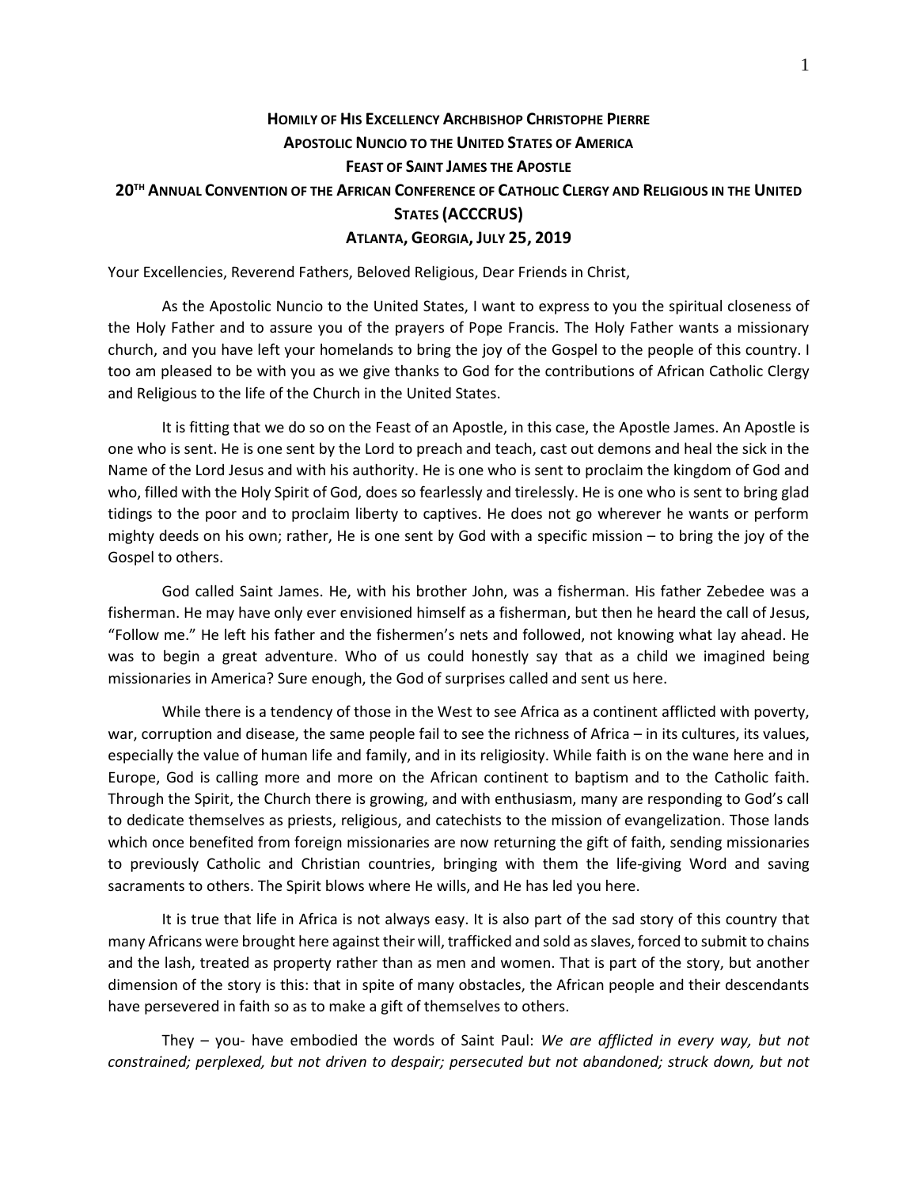# HOMILY OF HIS EXCELLENCY ARCHBISHOP CHRISTOPHE PIERRE
## APOSTOLIC NUNCIO TO THE UNITED STATES OF AMERICA
## FEAST OF SAINT JAMES THE APOSTLE
## 20TH ANNUAL CONVENTION OF THE AFRICAN CONFERENCE OF CATHOLIC CLERGY AND RELIGIOUS IN THE UNITED STATES (ACCCRUS)
## ATLANTA, GEORGIA, JULY 25, 2019

Your Excellencies, Reverend Fathers, Beloved Religious, Dear Friends in Christ,

As the Apostolic Nuncio to the United States, I want to express to you the spiritual closeness of the Holy Father and to assure you of the prayers of Pope Francis. The Holy Father wants a missionary church, and you have left your homelands to bring the joy of the Gospel to the people of this country. I too am pleased to be with you as we give thanks to God for the contributions of African Catholic Clergy and Religious to the life of the Church in the United States.

It is fitting that we do so on the Feast of an Apostle, in this case, the Apostle James. An Apostle is one who is sent. He is one sent by the Lord to preach and teach, cast out demons and heal the sick in the Name of the Lord Jesus and with his authority. He is one who is sent to proclaim the kingdom of God and who, filled with the Holy Spirit of God, does so fearlessly and tirelessly. He is one who is sent to bring glad tidings to the poor and to proclaim liberty to captives. He does not go wherever he wants or perform mighty deeds on his own; rather, He is one sent by God with a specific mission – to bring the joy of the Gospel to others.

God called Saint James. He, with his brother John, was a fisherman. His father Zebedee was a fisherman. He may have only ever envisioned himself as a fisherman, but then he heard the call of Jesus, "Follow me." He left his father and the fishermen's nets and followed, not knowing what lay ahead. He was to begin a great adventure. Who of us could honestly say that as a child we imagined being missionaries in America? Sure enough, the God of surprises called and sent us here.

While there is a tendency of those in the West to see Africa as a continent afflicted with poverty, war, corruption and disease, the same people fail to see the richness of Africa – in its cultures, its values, especially the value of human life and family, and in its religiosity. While faith is on the wane here and in Europe, God is calling more and more on the African continent to baptism and to the Catholic faith. Through the Spirit, the Church there is growing, and with enthusiasm, many are responding to God's call to dedicate themselves as priests, religious, and catechists to the mission of evangelization. Those lands which once benefited from foreign missionaries are now returning the gift of faith, sending missionaries to previously Catholic and Christian countries, bringing with them the life-giving Word and saving sacraments to others. The Spirit blows where He wills, and He has led you here.

It is true that life in Africa is not always easy. It is also part of the sad story of this country that many Africans were brought here against their will, trafficked and sold as slaves, forced to submit to chains and the lash, treated as property rather than as men and women. That is part of the story, but another dimension of the story is this: that in spite of many obstacles, the African people and their descendants have persevered in faith so as to make a gift of themselves to others.

They – you- have embodied the words of Saint Paul: *We are afflicted in every way, but not constrained; perplexed, but not driven to despair; persecuted but not abandoned; struck down, but not*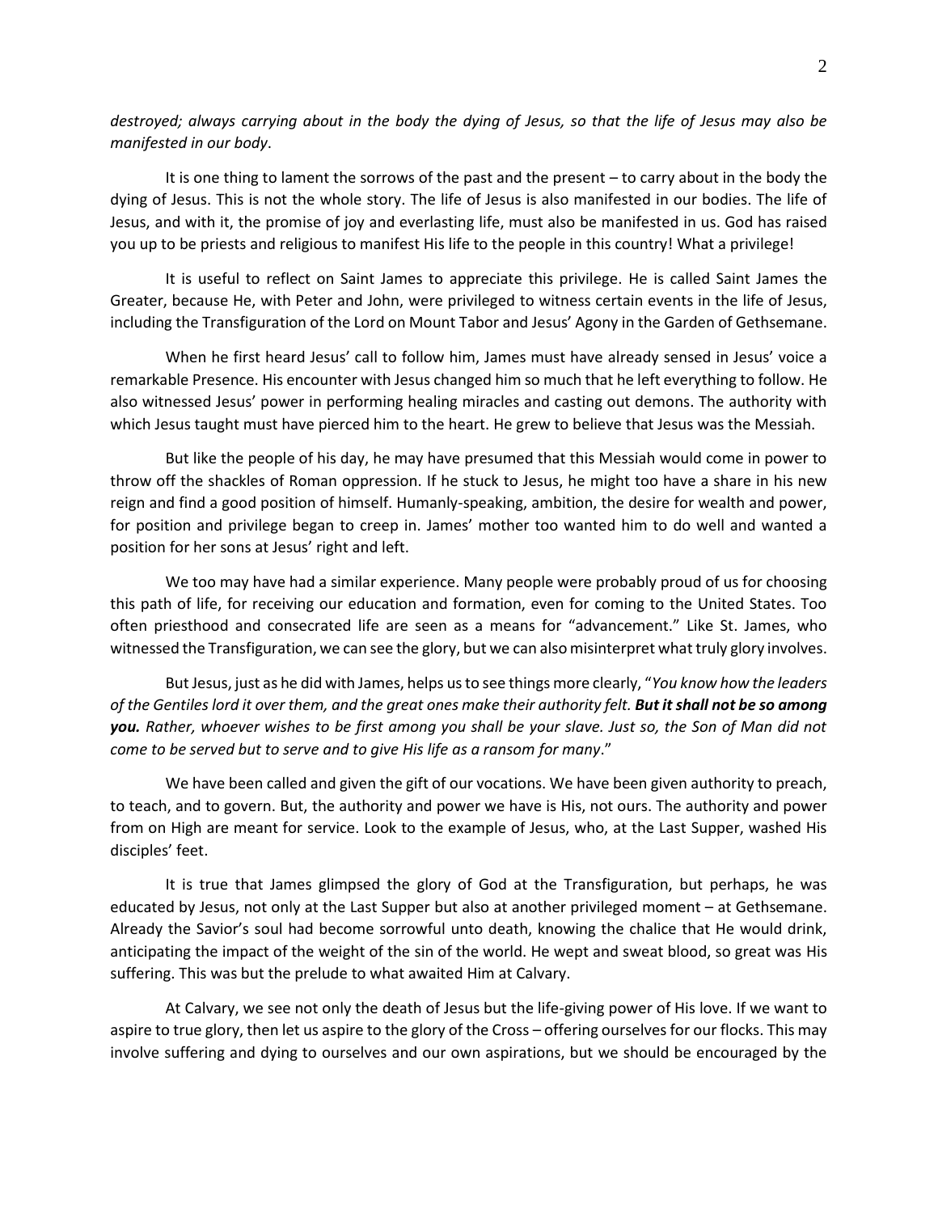*destroyed; always carrying about in the body the dying of Jesus, so that the life of Jesus may also be manifested in our body*.

It is one thing to lament the sorrows of the past and the present – to carry about in the body the dying of Jesus. This is not the whole story. The life of Jesus is also manifested in our bodies. The life of Jesus, and with it, the promise of joy and everlasting life, must also be manifested in us. God has raised you up to be priests and religious to manifest His life to the people in this country! What a privilege!

It is useful to reflect on Saint James to appreciate this privilege. He is called Saint James the Greater, because He, with Peter and John, were privileged to witness certain events in the life of Jesus, including the Transfiguration of the Lord on Mount Tabor and Jesus' Agony in the Garden of Gethsemane.

When he first heard Jesus' call to follow him, James must have already sensed in Jesus' voice a remarkable Presence. His encounter with Jesus changed him so much that he left everything to follow. He also witnessed Jesus' power in performing healing miracles and casting out demons. The authority with which Jesus taught must have pierced him to the heart. He grew to believe that Jesus was the Messiah.

But like the people of his day, he may have presumed that this Messiah would come in power to throw off the shackles of Roman oppression. If he stuck to Jesus, he might too have a share in his new reign and find a good position of himself. Humanly-speaking, ambition, the desire for wealth and power, for position and privilege began to creep in. James' mother too wanted him to do well and wanted a position for her sons at Jesus' right and left.

We too may have had a similar experience. Many people were probably proud of us for choosing this path of life, for receiving our education and formation, even for coming to the United States. Too often priesthood and consecrated life are seen as a means for "advancement." Like St. James, who witnessed the Transfiguration, we can see the glory, but we can also misinterpret what truly glory involves.

But Jesus, just as he did with James, helps us to see things more clearly, "*You know how the leaders of the Gentiles lord it over them, and the great ones make their authority felt.* ***But it shall not be so among you.*** *Rather, whoever wishes to be first among you shall be your slave. Just so, the Son of Man did not come to be served but to serve and to give His life as a ransom for many*."

We have been called and given the gift of our vocations. We have been given authority to preach, to teach, and to govern. But, the authority and power we have is His, not ours. The authority and power from on High are meant for service. Look to the example of Jesus, who, at the Last Supper, washed His disciples' feet.

It is true that James glimpsed the glory of God at the Transfiguration, but perhaps, he was educated by Jesus, not only at the Last Supper but also at another privileged moment – at Gethsemane. Already the Savior's soul had become sorrowful unto death, knowing the chalice that He would drink, anticipating the impact of the weight of the sin of the world. He wept and sweat blood, so great was His suffering. This was but the prelude to what awaited Him at Calvary.

At Calvary, we see not only the death of Jesus but the life-giving power of His love. If we want to aspire to true glory, then let us aspire to the glory of the Cross – offering ourselves for our flocks. This may involve suffering and dying to ourselves and our own aspirations, but we should be encouraged by the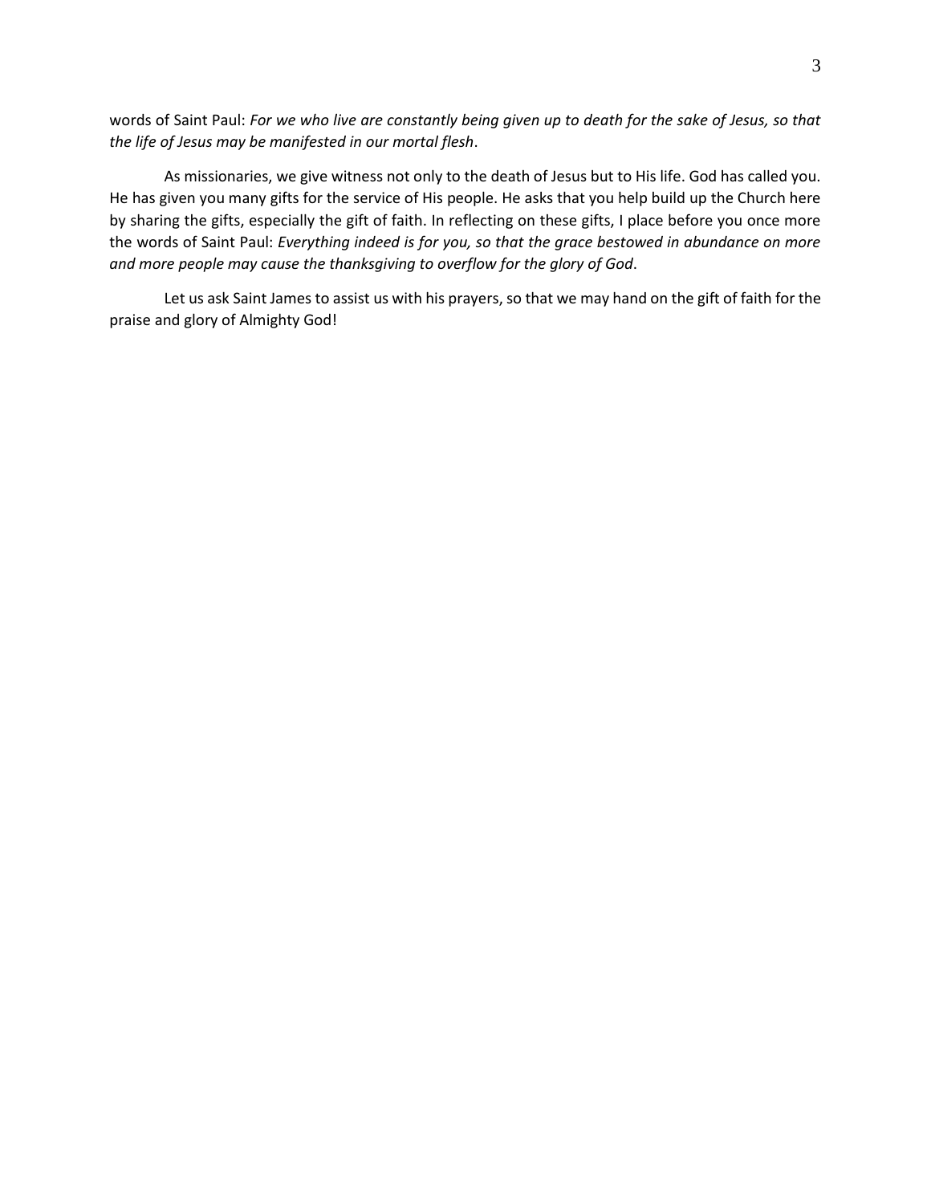words of Saint Paul: *For we who live are constantly being given up to death for the sake of Jesus, so that the life of Jesus may be manifested in our mortal flesh*.

As missionaries, we give witness not only to the death of Jesus but to His life. God has called you. He has given you many gifts for the service of His people. He asks that you help build up the Church here by sharing the gifts, especially the gift of faith. In reflecting on these gifts, I place before you once more the words of Saint Paul: *Everything indeed is for you, so that the grace bestowed in abundance on more and more people may cause the thanksgiving to overflow for the glory of God*.

Let us ask Saint James to assist us with his prayers, so that we may hand on the gift of faith for the praise and glory of Almighty God!